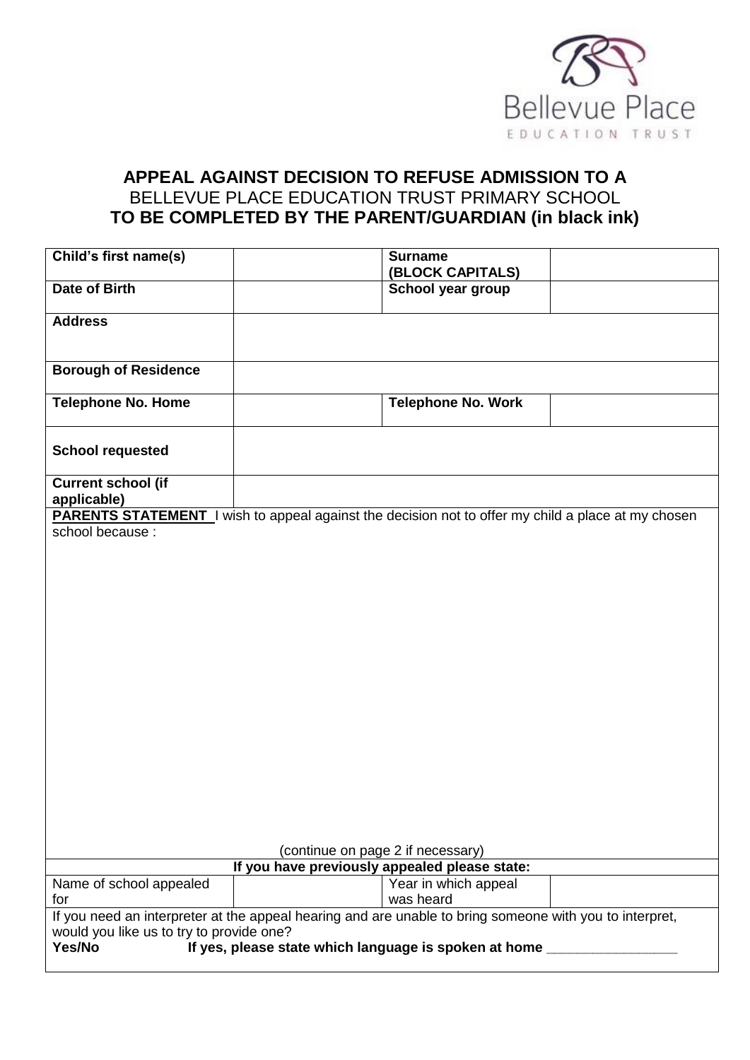Bellevue Place
EDUCATION TRUST

## APPEAL AGAINST DECISION TO REFUSE ADMISSION TO A
BELLEVUE PLACE EDUCATION TRUST PRIMARY SCHOOL
**TO BE COMPLETED BY THE PARENT/GUARDIAN (in black ink)**

| **Child's first name(s)** | | **Surname (BLOCK CAPITALS)** | |
|---|---|---|---|
| **Date of Birth** | | **School year group** | |
| **Address** | | | |
| **Borough of Residence** | | | |
| **Telephone No. Home** | | **Telephone No. Work** | |
| **School requested** | | | |
| **Current school (if applicable)** | | | |

**PARENTS STATEMENT** I wish to appeal against the decision not to offer my child a place at my chosen school because :

(continue on page 2 if necessary)

**If you have previously appealed please state:**

| Name of school appealed for | | Year in which appeal was heard | |
|---|---|---|---|

If you need an interpreter at the appeal hearing and are unable to bring someone with you to interpret, would you like us to try to provide one?

**Yes/No** **If yes, please state which language is spoken at home** ________________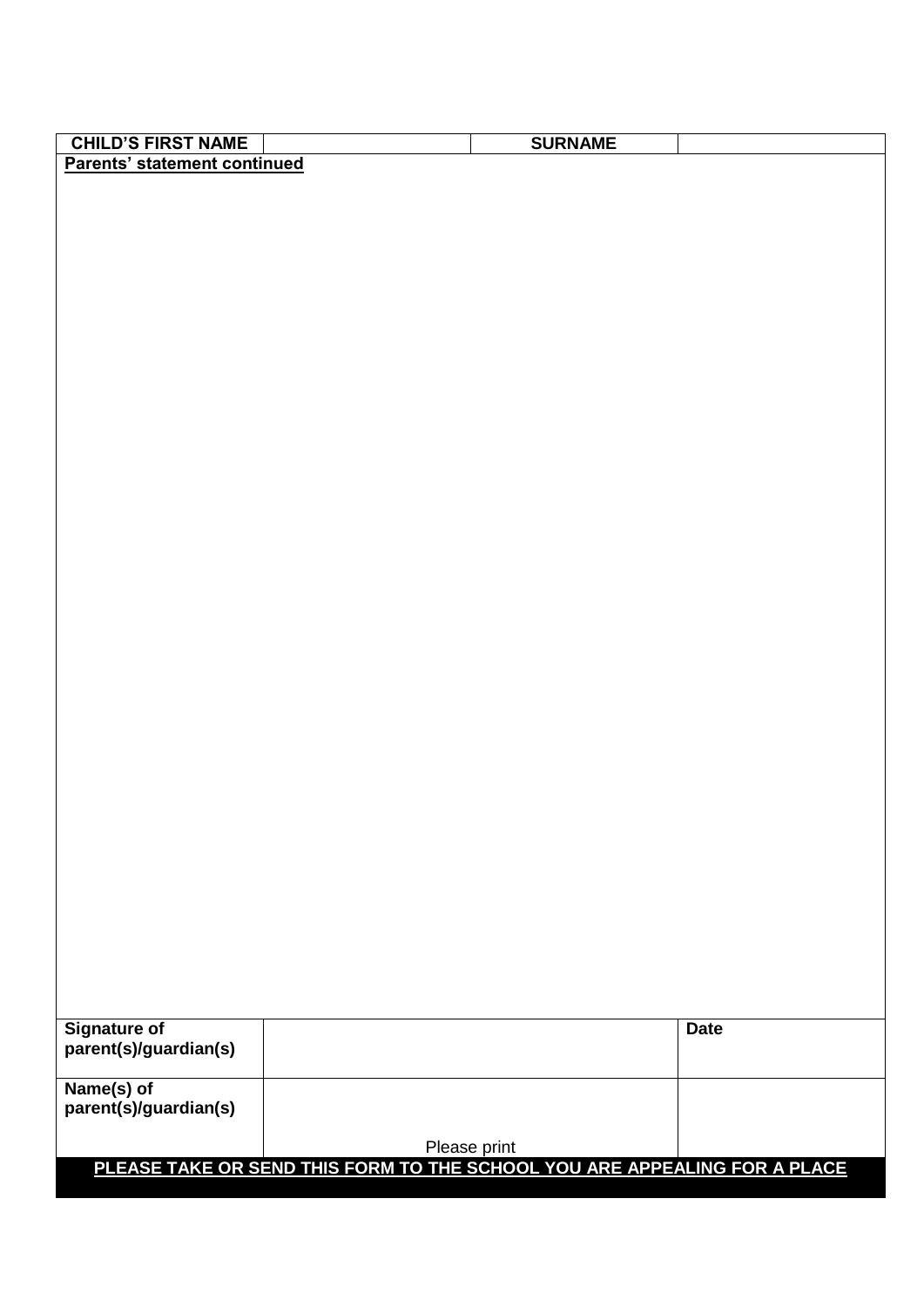| CHILD'S FIRST NAME | | SURNAME | |
|---|---|---|---|

**Parents' statement continued**

| Signature of parent(s)/guardian(s) | | Date |
|---|---|---|
| Name(s) of parent(s)/guardian(s) | Please print | |

**PLEASE TAKE OR SEND THIS FORM TO THE SCHOOL YOU ARE APPEALING FOR A PLACE**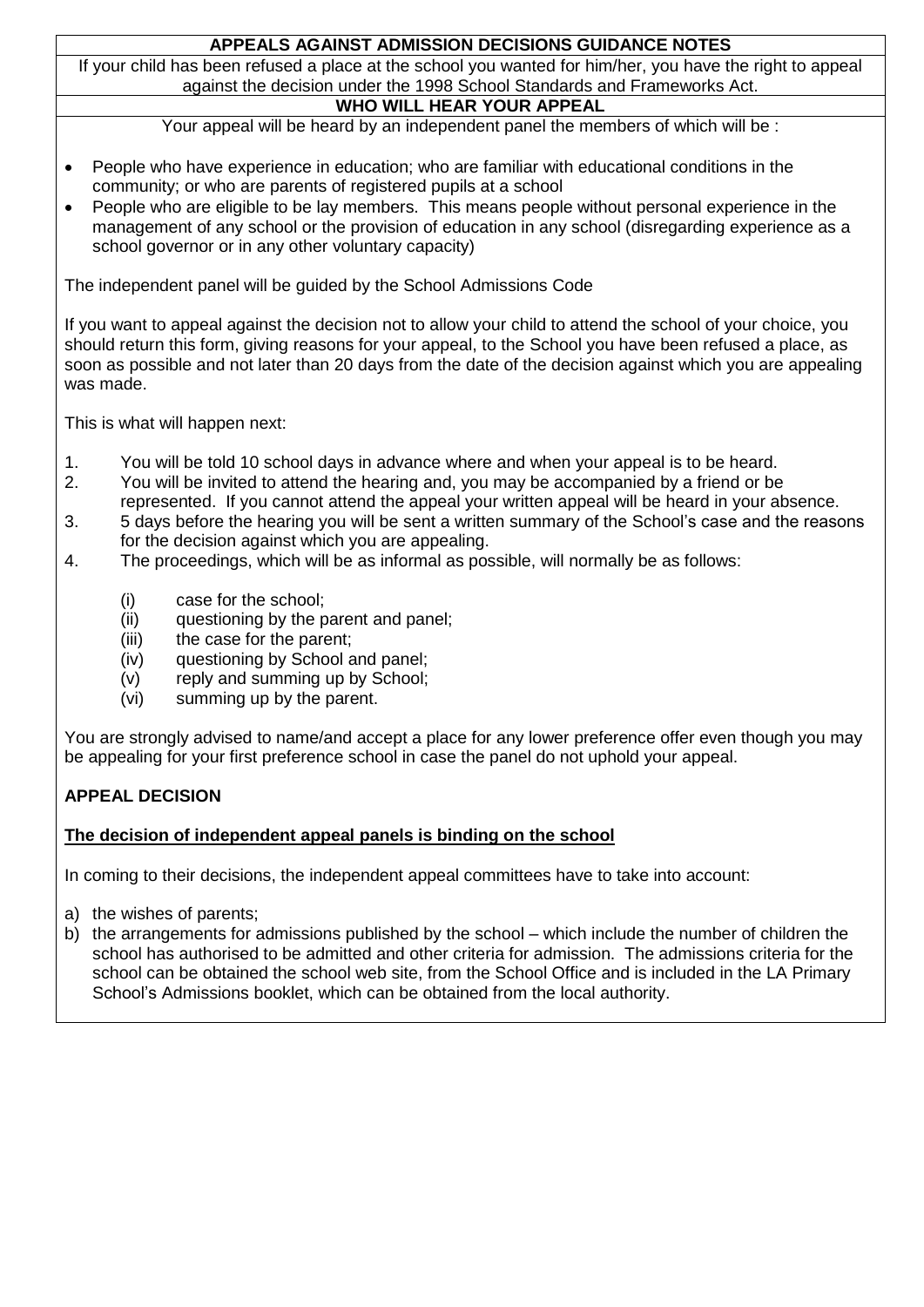## APPEALS AGAINST ADMISSION DECISIONS GUIDANCE NOTES

If your child has been refused a place at the school you wanted for him/her, you have the right to appeal against the decision under the 1998 School Standards and Frameworks Act.

## WHO WILL HEAR YOUR APPEAL

Your appeal will be heard by an independent panel the members of which will be :

- People who have experience in education; who are familiar with educational conditions in the community; or who are parents of registered pupils at a school
- People who are eligible to be lay members. This means people without personal experience in the management of any school or the provision of education in any school (disregarding experience as a school governor or in any other voluntary capacity)

The independent panel will be guided by the School Admissions Code

If you want to appeal against the decision not to allow your child to attend the school of your choice, you should return this form, giving reasons for your appeal, to the School you have been refused a place, as soon as possible and not later than 20 days from the date of the decision against which you are appealing was made.

This is what will happen next:

1. You will be told 10 school days in advance where and when your appeal is to be heard.
2. You will be invited to attend the hearing and, you may be accompanied by a friend or be represented. If you cannot attend the appeal your written appeal will be heard in your absence.
3. 5 days before the hearing you will be sent a written summary of the School's case and the reasons for the decision against which you are appealing.
4. The proceedings, which will be as informal as possible, will normally be as follows:

   (i) case for the school;
   (ii) questioning by the parent and panel;
   (iii) the case for the parent;
   (iv) questioning by School and panel;
   (v) reply and summing up by School;
   (vi) summing up by the parent.

You are strongly advised to name/and accept a place for any lower preference offer even though you may be appealing for your first preference school in case the panel do not uphold your appeal.

## APPEAL DECISION

**The decision of independent appeal panels is binding on the school**

In coming to their decisions, the independent appeal committees have to take into account:

a) the wishes of parents;
b) the arrangements for admissions published by the school – which include the number of children the school has authorised to be admitted and other criteria for admission. The admissions criteria for the school can be obtained the school web site, from the School Office and is included in the LA Primary School's Admissions booklet, which can be obtained from the local authority.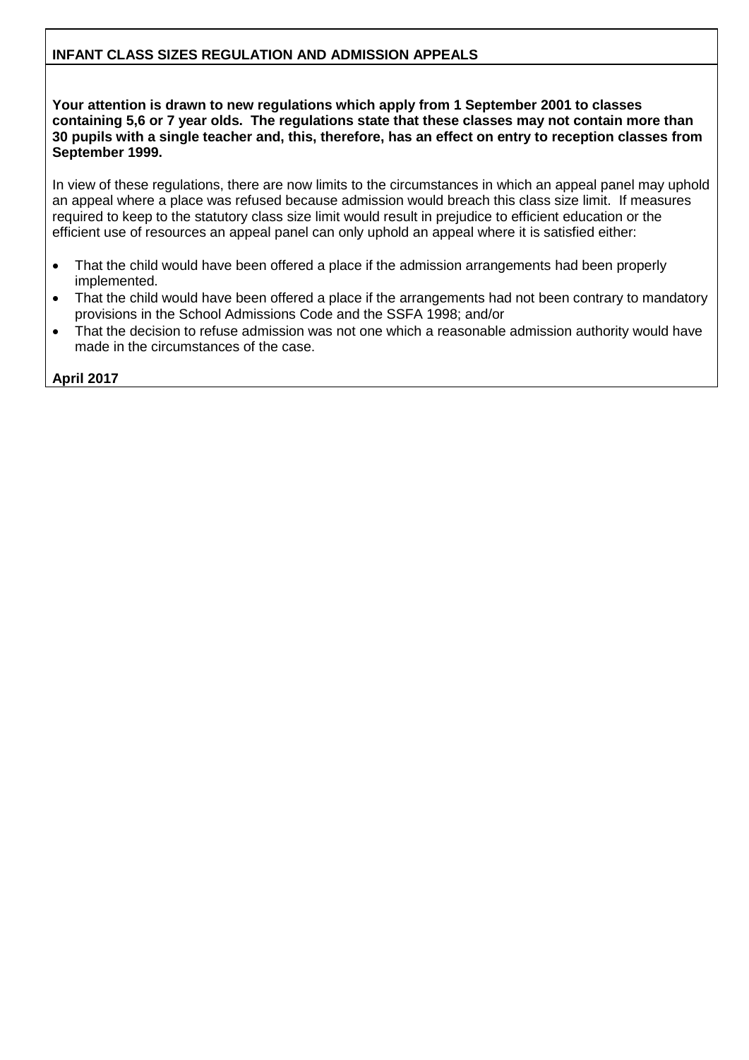**INFANT CLASS SIZES REGULATION AND ADMISSION APPEALS**

**Your attention is drawn to new regulations which apply from 1 September 2001 to classes containing 5,6 or 7 year olds. The regulations state that these classes may not contain more than 30 pupils with a single teacher and, this, therefore, has an effect on entry to reception classes from September 1999.**

In view of these regulations, there are now limits to the circumstances in which an appeal panel may uphold an appeal where a place was refused because admission would breach this class size limit. If measures required to keep to the statutory class size limit would result in prejudice to efficient education or the efficient use of resources an appeal panel can only uphold an appeal where it is satisfied either:

- That the child would have been offered a place if the admission arrangements had been properly implemented.
- That the child would have been offered a place if the arrangements had not been contrary to mandatory provisions in the School Admissions Code and the SSFA 1998; and/or
- That the decision to refuse admission was not one which a reasonable admission authority would have made in the circumstances of the case.

**April 2017**